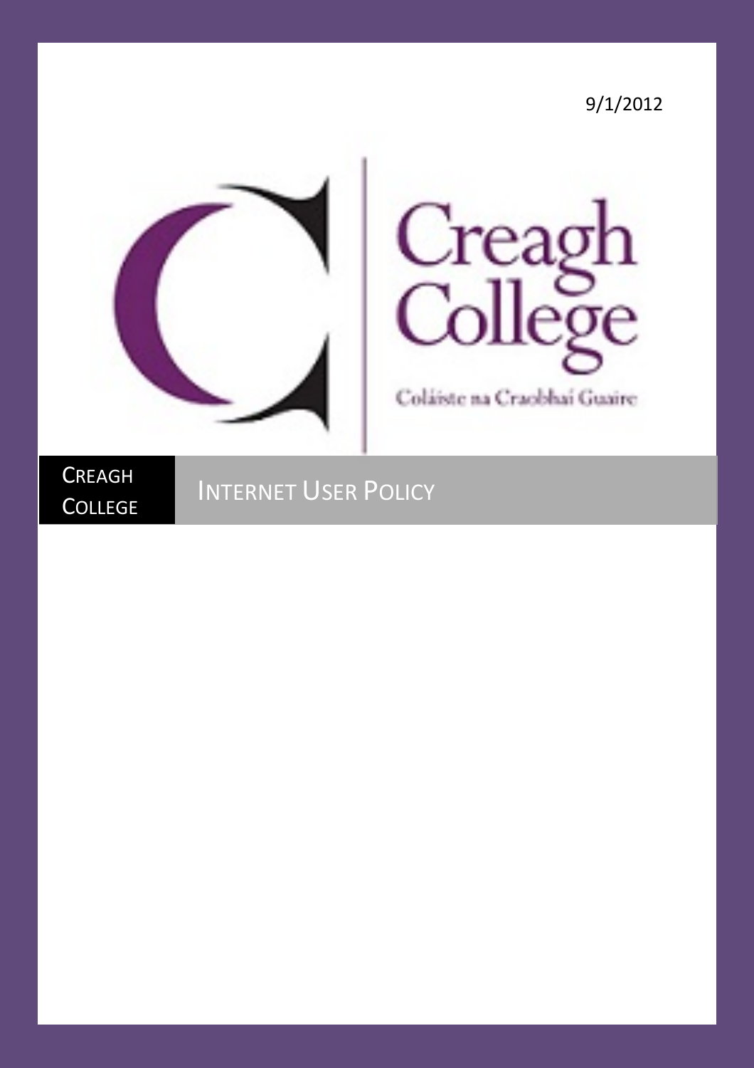9/1/2012

Creagh College

Coláiste na Craobhaí Guaire

CREAGH COLLEGE

# INTERNET USER POLICY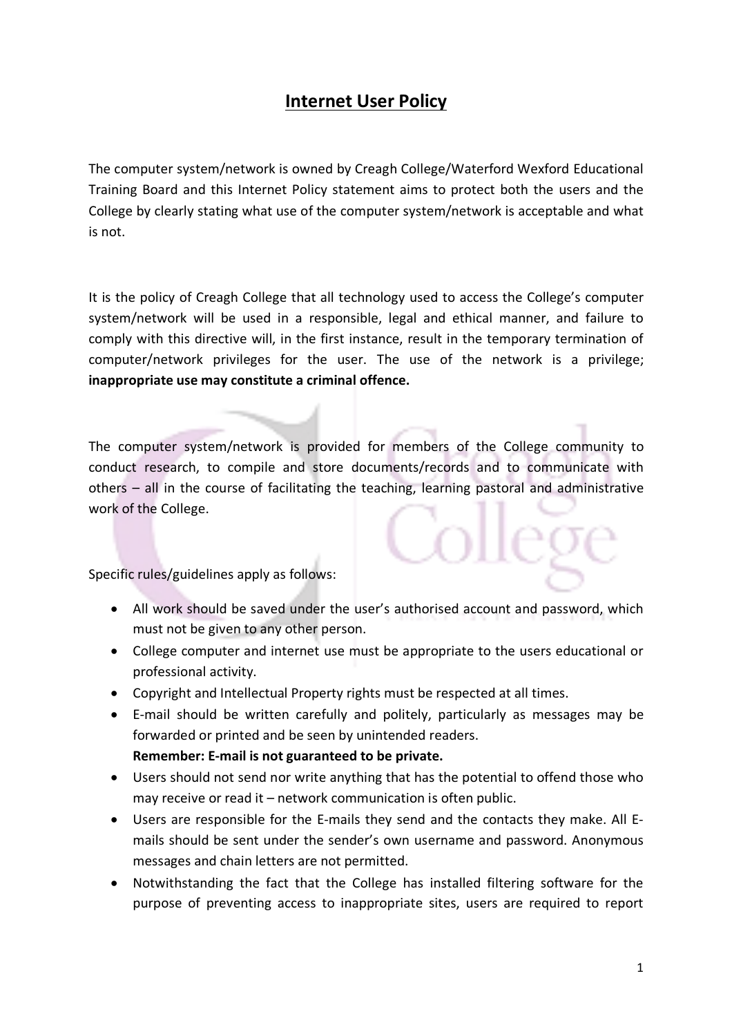# Internet User Policy

The computer system/network is owned by Creagh College/Waterford Wexford Educational Training Board and this Internet Policy statement aims to protect both the users and the College by clearly stating what use of the computer system/network is acceptable and what is not.

It is the policy of Creagh College that all technology used to access the College's computer system/network will be used in a responsible, legal and ethical manner, and failure to comply with this directive will, in the first instance, result in the temporary termination of computer/network privileges for the user. The use of the network is a privilege; **inappropriate use may constitute a criminal offence.**

The computer system/network is provided for members of the College community to conduct research, to compile and store documents/records and to communicate with others – all in the course of facilitating the teaching, learning pastoral and administrative work of the College.

Specific rules/guidelines apply as follows:

- All work should be saved under the user's authorised account and password, which must not be given to any other person.
- College computer and internet use must be appropriate to the users educational or professional activity.
- Copyright and Intellectual Property rights must be respected at all times.
- E-mail should be written carefully and politely, particularly as messages may be forwarded or printed and be seen by unintended readers.
  **Remember: E-mail is not guaranteed to be private.**
- Users should not send nor write anything that has the potential to offend those who may receive or read it – network communication is often public.
- Users are responsible for the E-mails they send and the contacts they make. All E-mails should be sent under the sender's own username and password. Anonymous messages and chain letters are not permitted.
- Notwithstanding the fact that the College has installed filtering software for the purpose of preventing access to inappropriate sites, users are required to report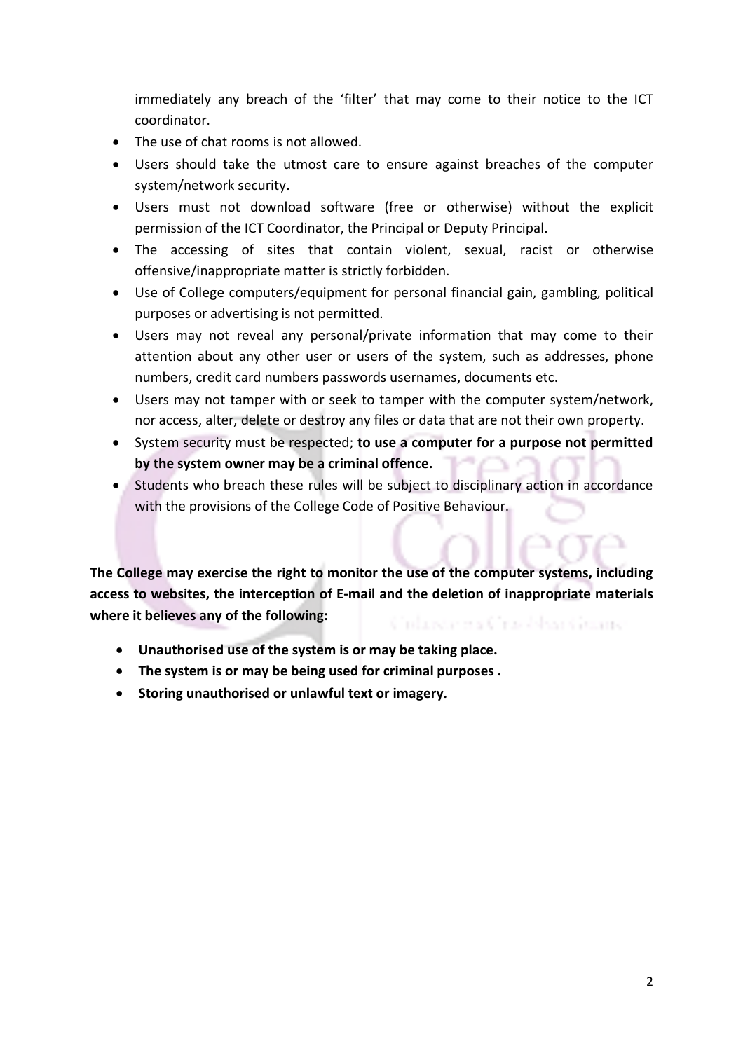immediately any breach of the 'filter' that may come to their notice to the ICT coordinator.

- The use of chat rooms is not allowed.
- Users should take the utmost care to ensure against breaches of the computer system/network security.
- Users must not download software (free or otherwise) without the explicit permission of the ICT Coordinator, the Principal or Deputy Principal.
- The accessing of sites that contain violent, sexual, racist or otherwise offensive/inappropriate matter is strictly forbidden.
- Use of College computers/equipment for personal financial gain, gambling, political purposes or advertising is not permitted.
- Users may not reveal any personal/private information that may come to their attention about any other user or users of the system, such as addresses, phone numbers, credit card numbers passwords usernames, documents etc.
- Users may not tamper with or seek to tamper with the computer system/network, nor access, alter, delete or destroy any files or data that are not their own property.
- System security must be respected; **to use a computer for a purpose not permitted by the system owner may be a criminal offence.**
- Students who breach these rules will be subject to disciplinary action in accordance with the provisions of the College Code of Positive Behaviour.

**The College may exercise the right to monitor the use of the computer systems, including access to websites, the interception of E-mail and the deletion of inappropriate materials where it believes any of the following:**

- **Unauthorised use of the system is or may be taking place.**
- **The system is or may be being used for criminal purposes .**
- **Storing unauthorised or unlawful text or imagery.**